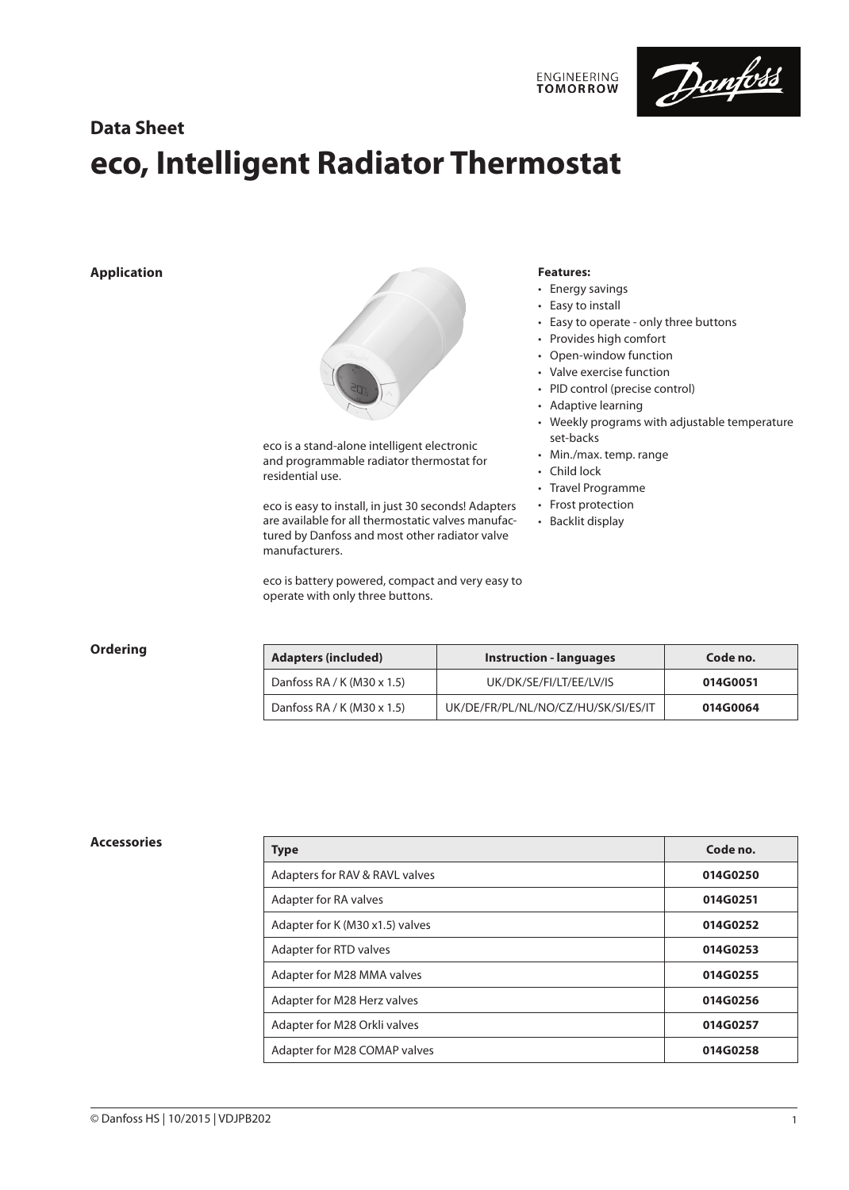## Data Sheet

# eco, Intelligent Radiator Thermostat

### Application

eco is a stand-alone intelligent electronic and programmable radiator thermostat for residential use.

eco is easy to install, in just 30 seconds! Adapters are available for all thermostatic valves manufactured by Danfoss and most other radiator valve manufacturers.

eco is battery powered, compact and very easy to operate with only three buttons.

**Features:**

- Energy savings
- Easy to install
- Easy to operate - only three buttons
- Provides high comfort
- Open-window function
- Valve exercise function
- PID control (precise control)
- Adaptive learning
- Weekly programs with adjustable temperature set-backs
- Min./max. temp. range
- Child lock
- Travel Programme
- Frost protection
- Backlit display

### Ordering

| Adapters (included) | Instruction - languages | Code no. |
|---|---|---|
| Danfoss RA / K (M30 x 1.5) | UK/DK/SE/FI/LT/EE/LV/IS | **014G0051** |
| Danfoss RA / K (M30 x 1.5) | UK/DE/FR/PL/NL/NO/CZ/HU/SK/SI/ES/IT | **014G0064** |

### Accessories

| Type | Code no. |
|---|---|
| Adapters for RAV & RAVL valves | **014G0250** |
| Adapter for RA valves | **014G0251** |
| Adapter for K (M30 x1.5) valves | **014G0252** |
| Adapter for RTD valves | **014G0253** |
| Adapter for M28 MMA valves | **014G0255** |
| Adapter for M28 Herz valves | **014G0256** |
| Adapter for M28 Orkli valves | **014G0257** |
| Adapter for M28 COMAP valves | **014G0258** |

© Danfoss HS | 10/2015 | VDJPB202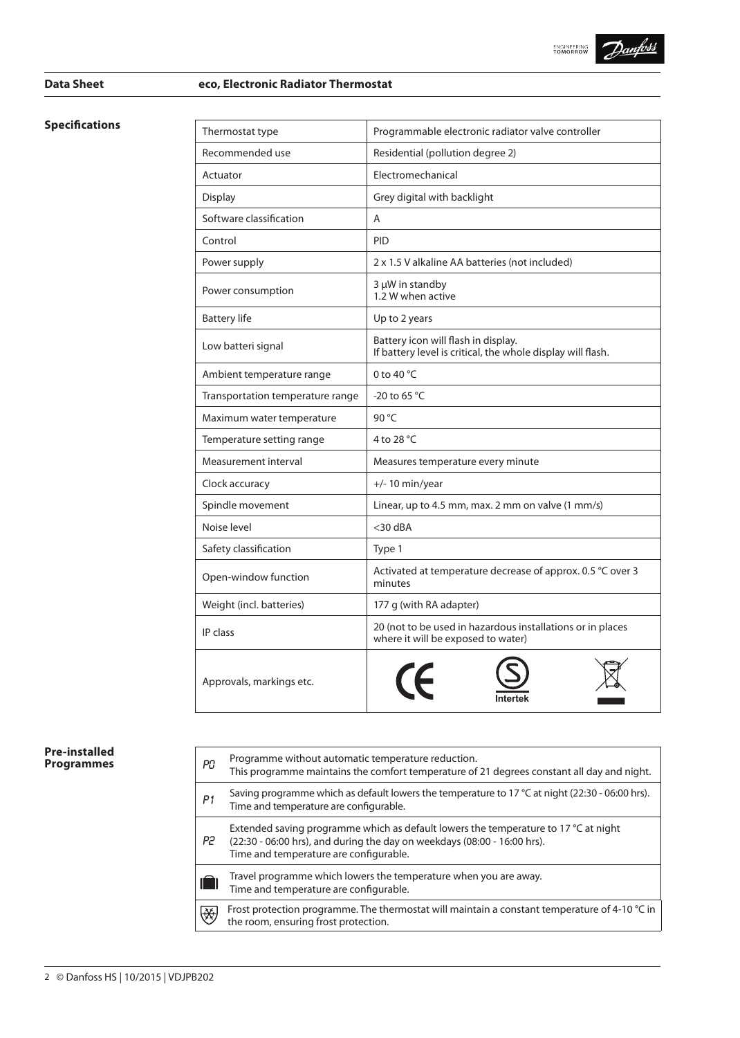## Data Sheet — eco, Electronic Radiator Thermostat

### Specifications

| Thermostat type | Programmable electronic radiator valve controller |
|---|---|
| Recommended use | Residential (pollution degree 2) |
| Actuator | Electromechanical |
| Display | Grey digital with backlight |
| Software classification | A |
| Control | PID |
| Power supply | 2 x 1.5 V alkaline AA batteries (not included) |
| Power consumption | 3 µW in standby<br>1.2 W when active |
| Battery life | Up to 2 years |
| Low batteri signal | Battery icon will flash in display.<br>If battery level is critical, the whole display will flash. |
| Ambient temperature range | 0 to 40 °C |
| Transportation temperature range | -20 to 65 °C |
| Maximum water temperature | 90 °C |
| Temperature setting range | 4 to 28 °C |
| Measurement interval | Measures temperature every minute |
| Clock accuracy | +/- 10 min/year |
| Spindle movement | Linear, up to 4.5 mm, max. 2 mm on valve (1 mm/s) |
| Noise level | <30 dBA |
| Safety classification | Type 1 |
| Open-window function | Activated at temperature decrease of approx. 0.5 °C over 3 minutes |
| Weight (incl. batteries) | 177 g (with RA adapter) |
| IP class | 20 (not to be used in hazardous installations or in places where it will be exposed to water) |
| Approvals, markings etc. | CE, Intertek |

### Pre-installed Programmes

| | |
|---|---|
| P0 | Programme without automatic temperature reduction.<br>This programme maintains the comfort temperature of 21 degrees constant all day and night. |
| P1 | Saving programme which as default lowers the temperature to 17 °C at night (22:30 - 06:00 hrs).<br>Time and temperature are configurable. |
| P2 | Extended saving programme which as default lowers the temperature to 17 °C at night (22:30 - 06:00 hrs), and during the day on weekdays (08:00 - 16:00 hrs).<br>Time and temperature are configurable. |
| (Travel) | Travel programme which lowers the temperature when you are away.<br>Time and temperature are configurable. |
| (Frost) | Frost protection programme. The thermostat will maintain a constant temperature of 4-10 °C in the room, ensuring frost protection. |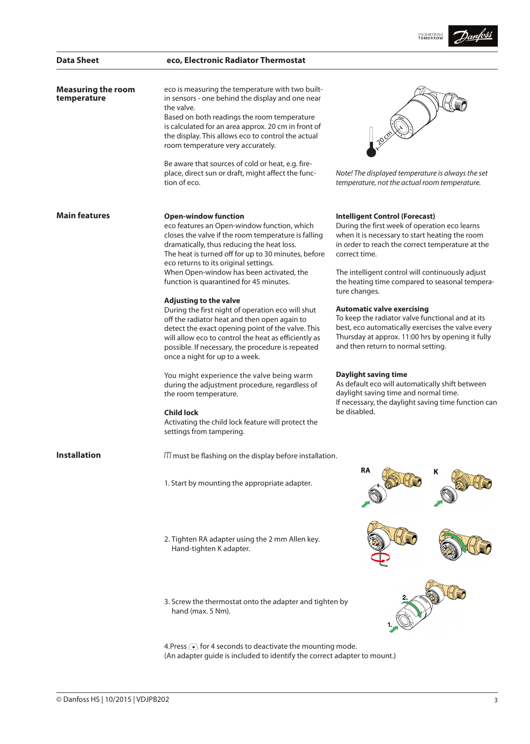## Measuring the room temperature

eco is measuring the temperature with two built-in sensors - one behind the display and one near the valve.
Based on both readings the room temperature is calculated for an area approx. 20 cm in front of the display. This allows eco to control the actual room temperature very accurately.

Be aware that sources of cold or heat, e.g. fireplace, direct sun or draft, might affect the function of eco.

*Note! The displayed temperature is always the set temperature, not the actual room temperature.*

## Main features

**Open-window function**
eco features an Open-window function, which closes the valve if the room temperature is falling dramatically, thus reducing the heat loss.
The heat is turned off for up to 30 minutes, before eco returns to its original settings.
When Open-window has been activated, the function is quarantined for 45 minutes.

**Adjusting to the valve**
During the first night of operation eco will shut off the radiator heat and then open again to detect the exact opening point of the valve. This will allow eco to control the heat as efficiently as possible. If necessary, the procedure is repeated once a night for up to a week.

You might experience the valve being warm during the adjustment procedure, regardless of the room temperature.

**Child lock**
Activating the child lock feature will protect the settings from tampering.

**Intelligent Control (Forecast)**
During the first week of operation eco learns when it is necessary to start heating the room in order to reach the correct temperature at the correct time.

The intelligent control will continuously adjust the heating time compared to seasonal temperature changes.

**Automatic valve exercising**
To keep the radiator valve functional and at its best, eco automatically exercises the valve every Thursday at approx. 11:00 hrs by opening it fully and then return to normal setting.

**Daylight saving time**
As default eco will automatically shift between daylight saving time and normal time.
If necessary, the daylight saving time function can be disabled.

## Installation

*M* must be flashing on the display before installation.

1. Start by mounting the appropriate adapter.

RA K

2. Tighten RA adapter using the 2 mm Allen key.
   Hand-tighten K adapter.

3. Screw the thermostat onto the adapter and tighten by hand (max. 5 Nm).

4. Press ⊙ for 4 seconds to deactivate the mounting mode.
(An adapter guide is included to identify the correct adapter to mount.)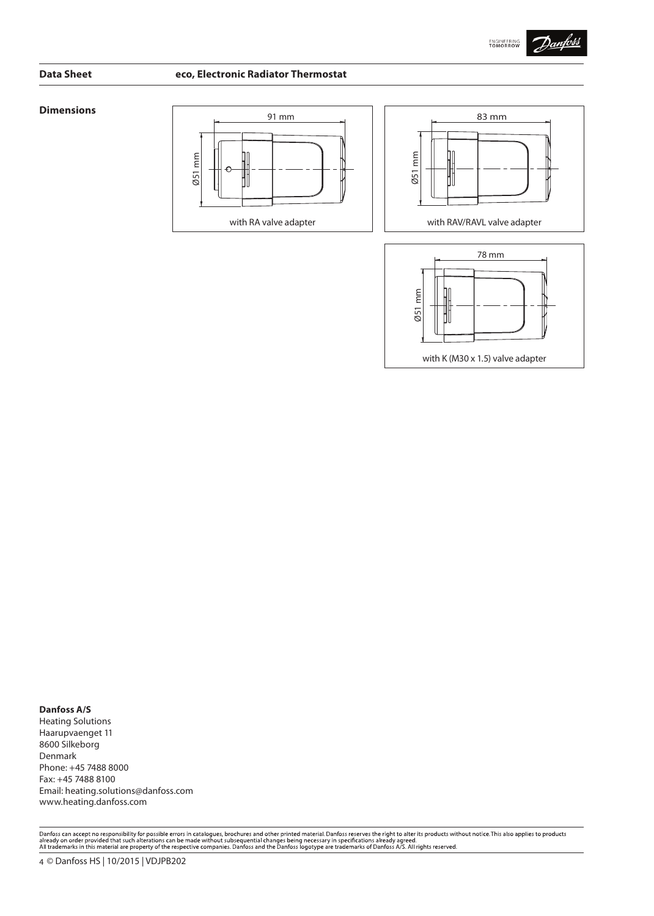## Dimensions

91 mm
Ø51 mm
with RA valve adapter

83 mm
Ø51 mm
with RAV/RAVL valve adapter

78 mm
Ø51 mm
with K (M30 x 1.5) valve adapter

**Danfoss A/S**
Heating Solutions
Haarupvaenget 11
8600 Silkeborg
Denmark
Phone: +45 7488 8000
Fax: +45 7488 8100
Email: heating.solutions@danfoss.com
www.heating.danfoss.com

Danfoss can accept no responsibility for possible errors in catalogues, brochures and other printed material. Danfoss reserves the right to alter its products without notice. This also applies to products already on order provided that such alterations can be made without subsequential changes being necessary in specifications already agreed.
All trademarks in this material are property of the respective companies. Danfoss and the Danfoss logotype are trademarks of Danfoss A/S. All rights reserved.

© Danfoss HS | 10/2015 | VDJPB202